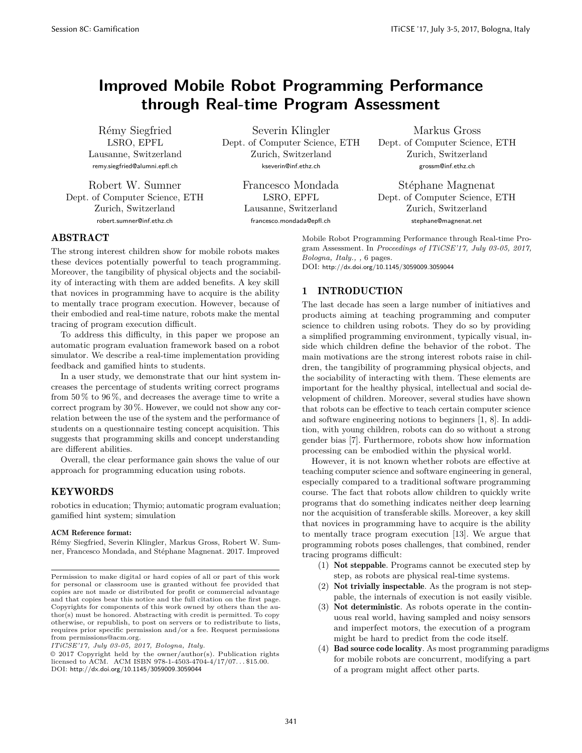# Improved Mobile Robot Programming Performance through Real-time Program Assessment

Rémy Siegfried
LSRO, EPFL
Lausanne, Switzerland
remy.siegfried@alumni.epfl.ch

Severin Klingler
Dept. of Computer Science, ETH
Zurich, Switzerland
kseverin@inf.ethz.ch

Markus Gross
Dept. of Computer Science, ETH
Zurich, Switzerland
grossm@inf.ethz.ch

Robert W. Sumner
Dept. of Computer Science, ETH
Zurich, Switzerland
robert.sumner@inf.ethz.ch

Francesco Mondada
LSRO, EPFL
Lausanne, Switzerland
francesco.mondada@epfl.ch

Stéphane Magnenat
Dept. of Computer Science, ETH
Zurich, Switzerland
stephane@magnenat.net

## ABSTRACT

The strong interest children show for mobile robots makes these devices potentially powerful to teach programming. Moreover, the tangibility of physical objects and the sociability of interacting with them are added benefits. A key skill that novices in programming have to acquire is the ability to mentally trace program execution. However, because of their embodied and real-time nature, robots make the mental tracing of program execution difficult.

To address this difficulty, in this paper we propose an automatic program evaluation framework based on a robot simulator. We describe a real-time implementation providing feedback and gamified hints to students.

In a user study, we demonstrate that our hint system increases the percentage of students writing correct programs from 50 % to 96 %, and decreases the average time to write a correct program by 30 %. However, we could not show any correlation between the use of the system and the performance of students on a questionnaire testing concept acquisition. This suggests that programming skills and concept understanding are different abilities.

Overall, the clear performance gain shows the value of our approach for programming education using robots.

## KEYWORDS

robotics in education; Thymio; automatic program evaluation; gamified hint system; simulation

**ACM Reference format:**
Rémy Siegfried, Severin Klingler, Markus Gross, Robert W. Sumner, Francesco Mondada, and Stéphane Magnenat. 2017. Improved Mobile Robot Programming Performance through Real-time Program Assessment. In *Proceedings of ITiCSE'17, July 03-05, 2017, Bologna, Italy.*, , 6 pages.
DOI: http://dx.doi.org/10.1145/3059009.3059044

Permission to make digital or hard copies of all or part of this work for personal or classroom use is granted without fee provided that copies are not made or distributed for profit or commercial advantage and that copies bear this notice and the full citation on the first page. Copyrights for components of this work owned by others than the author(s) must be honored. Abstracting with credit is permitted. To copy otherwise, or republish, to post on servers or to redistribute to lists, requires prior specific permission and/or a fee. Request permissions from permissions@acm.org.
*ITiCSE'17, July 03-05, 2017, Bologna, Italy.*
© 2017 Copyright held by the owner/author(s). Publication rights licensed to ACM. ACM ISBN 978-1-4503-4704-4/17/07...$15.00.
DOI: http://dx.doi.org/10.1145/3059009.3059044

## 1 INTRODUCTION

The last decade has seen a large number of initiatives and products aiming at teaching programming and computer science to children using robots. They do so by providing a simplified programming environment, typically visual, inside which children define the behavior of the robot. The main motivations are the strong interest robots raise in children, the tangibility of programming physical objects, and the sociability of interacting with them. These elements are important for the healthy physical, intellectual and social development of children. Moreover, several studies have shown that robots can be effective to teach certain computer science and software engineering notions to beginners [1, 8]. In addition, with young children, robots can do so without a strong gender bias [7]. Furthermore, robots show how information processing can be embodied within the physical world.

However, it is not known whether robots are effective at teaching computer science and software engineering in general, especially compared to a traditional software programming course. The fact that robots allow children to quickly write programs that do something indicates neither deep learning nor the acquisition of transferable skills. Moreover, a key skill that novices in programming have to acquire is the ability to mentally trace program execution [13]. We argue that programming robots poses challenges, that combined, render tracing programs difficult:

1. **Not steppable**. Programs cannot be executed step by step, as robots are physical real-time systems.
2. **Not trivially inspectable**. As the program is not steppable, the internals of execution is not easily visible.
3. **Not deterministic**. As robots operate in the continuous real world, having sampled and noisy sensors and imperfect motors, the execution of a program might be hard to predict from the code itself.
4. **Bad source code locality**. As most programming paradigms for mobile robots are concurrent, modifying a part of a program might affect other parts.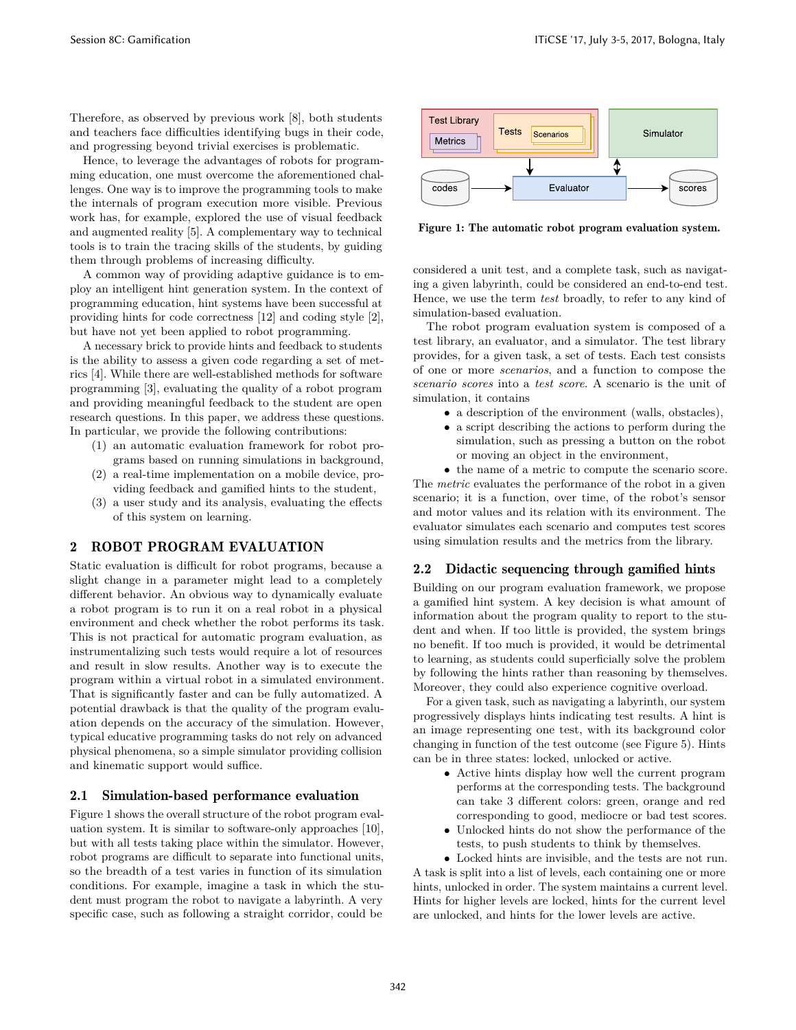Therefore, as observed by previous work [8], both students and teachers face difficulties identifying bugs in their code, and progressing beyond trivial exercises is problematic.

Hence, to leverage the advantages of robots for programming education, one must overcome the aforementioned challenges. One way is to improve the programming tools to make the internals of program execution more visible. Previous work has, for example, explored the use of visual feedback and augmented reality [5]. A complementary way to technical tools is to train the tracing skills of the students, by guiding them through problems of increasing difficulty.

A common way of providing adaptive guidance is to employ an intelligent hint generation system. In the context of programming education, hint systems have been successful at providing hints for code correctness [12] and coding style [2], but have not yet been applied to robot programming.

A necessary brick to provide hints and feedback to students is the ability to assess a given code regarding a set of metrics [4]. While there are well-established methods for software programming [3], evaluating the quality of a robot program and providing meaningful feedback to the student are open research questions. In this paper, we address these questions. In particular, we provide the following contributions:

1. an automatic evaluation framework for robot programs based on running simulations in background,
2. a real-time implementation on a mobile device, providing feedback and gamified hints to the student,
3. a user study and its analysis, evaluating the effects of this system on learning.

## 2 ROBOT PROGRAM EVALUATION

Static evaluation is difficult for robot programs, because a slight change in a parameter might lead to a completely different behavior. An obvious way to dynamically evaluate a robot program is to run it on a real robot in a physical environment and check whether the robot performs its task. This is not practical for automatic program evaluation, as instrumentalizing such tests would require a lot of resources and result in slow results. Another way is to execute the program within a virtual robot in a simulated environment. That is significantly faster and can be fully automatized. A potential drawback is that the quality of the program evaluation depends on the accuracy of the simulation. However, typical educative programming tasks do not rely on advanced physical phenomena, so a simple simulator providing collision and kinematic support would suffice.

### 2.1 Simulation-based performance evaluation

Figure 1 shows the overall structure of the robot program evaluation system. It is similar to software-only approaches [10], but with all tests taking place within the simulator. However, robot programs are difficult to separate into functional units, so the breadth of a test varies in function of its simulation conditions. For example, imagine a task in which the student must program the robot to navigate a labyrinth. A very specific case, such as following a straight corridor, could be considered a unit test, and a complete task, such as navigating a given labyrinth, could be considered an end-to-end test. Hence, we use the term *test* broadly, to refer to any kind of simulation-based evaluation.

Test Library
Metrics
Tests
Scenarios
Simulator
codes
Evaluator
scores

**Figure 1: The automatic robot program evaluation system.**

The robot program evaluation system is composed of a test library, an evaluator, and a simulator. The test library provides, for a given task, a set of tests. Each test consists of one or more *scenarios*, and a function to compose the *scenario scores* into a *test score*. A scenario is the unit of simulation, it contains

- a description of the environment (walls, obstacles),
- a script describing the actions to perform during the simulation, such as pressing a button on the robot or moving an object in the environment,
- the name of a metric to compute the scenario score.

The *metric* evaluates the performance of the robot in a given scenario; it is a function, over time, of the robot's sensor and motor values and its relation with its environment. The evaluator simulates each scenario and computes test scores using simulation results and the metrics from the library.

### 2.2 Didactic sequencing through gamified hints

Building on our program evaluation framework, we propose a gamified hint system. A key decision is what amount of information about the program quality to report to the student and when. If too little is provided, the system brings no benefit. If too much is provided, it would be detrimental to learning, as students could superficially solve the problem by following the hints rather than reasoning by themselves. Moreover, they could also experience cognitive overload.

For a given task, such as navigating a labyrinth, our system progressively displays hints indicating test results. A hint is an image representing one test, with its background color changing in function of the test outcome (see Figure 5). Hints can be in three states: locked, unlocked or active.

- Active hints display how well the current program performs at the corresponding tests. The background can take 3 different colors: green, orange and red corresponding to good, mediocre or bad test scores.
- Unlocked hints do not show the performance of the tests, to push students to think by themselves.
- Locked hints are invisible, and the tests are not run.

A task is split into a list of levels, each containing one or more hints, unlocked in order. The system maintains a current level. Hints for higher levels are locked, hints for the current level are unlocked, and hints for the lower levels are active.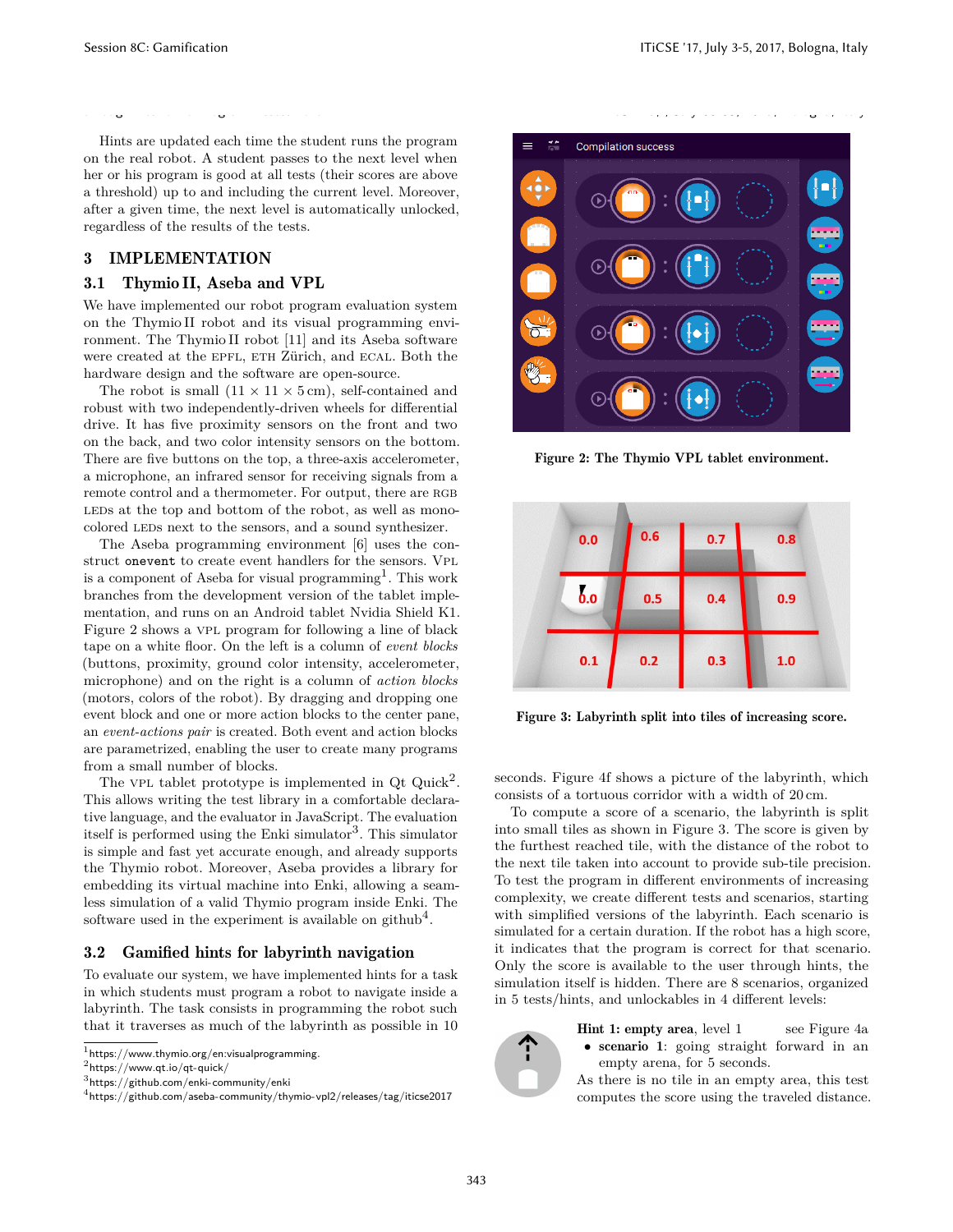Hints are updated each time the student runs the program on the real robot. A student passes to the next level when her or his program is good at all tests (their scores are above a threshold) up to and including the current level. Moreover, after a given time, the next level is automatically unlocked, regardless of the results of the tests.

## 3 IMPLEMENTATION

### 3.1 Thymio II, Aseba and VPL

We have implemented our robot program evaluation system on the Thymio II robot and its visual programming environment. The Thymio II robot [11] and its Aseba software were created at the EPFL, ETH Zürich, and ECAL. Both the hardware design and the software are open-source.

The robot is small ($11 \times 11 \times 5$ cm), self-contained and robust with two independently-driven wheels for differential drive. It has five proximity sensors on the front and two on the back, and two color intensity sensors on the bottom. There are five buttons on the top, a three-axis accelerometer, a microphone, an infrared sensor for receiving signals from a remote control and a thermometer. For output, there are RGB LEDs at the top and bottom of the robot, as well as monocolored LEDs next to the sensors, and a sound synthesizer.

The Aseba programming environment [6] uses the construct `onevent` to create event handlers for the sensors. VPL is a component of Aseba for visual programming[1]. This work branches from the development version of the tablet implementation, and runs on an Android tablet Nvidia Shield K1. Figure 2 shows a VPL program for following a line of black tape on a white floor. On the left is a column of *event blocks* (buttons, proximity, ground color intensity, accelerometer, microphone) and on the right is a column of *action blocks* (motors, colors of the robot). By dragging and dropping one event block and one or more action blocks to the center pane, an *event-actions pair* is created. Both event and action blocks are parametrized, enabling the user to create many programs from a small number of blocks.

The VPL tablet prototype is implemented in Qt Quick[2]. This allows writing the test library in a comfortable declarative language, and the evaluator in JavaScript. The evaluation itself is performed using the Enki simulator[3]. This simulator is simple and fast yet accurate enough, and already supports the Thymio robot. Moreover, Aseba provides a library for embedding its virtual machine into Enki, allowing a seamless simulation of a valid Thymio program inside Enki. The software used in the experiment is available on github[4].

### 3.2 Gamified hints for labyrinth navigation

To evaluate our system, we have implemented hints for a task in which students must program a robot to navigate inside a labyrinth. The task consists in programming the robot such that it traverses as much of the labyrinth as possible in 10 seconds. Figure 4f shows a picture of the labyrinth, which consists of a tortuous corridor with a width of 20 cm.

Figure 2: The Thymio VPL tablet environment.

Figure 3: Labyrinth split into tiles of increasing score.

To compute a score of a scenario, the labyrinth is split into small tiles as shown in Figure 3. The score is given by the furthest reached tile, with the distance of the robot to the next tile taken into account to provide sub-tile precision. To test the program in different environments of increasing complexity, we create different tests and scenarios, starting with simplified versions of the labyrinth. Each scenario is simulated for a certain duration. If the robot has a high score, it indicates that the program is correct for that scenario. Only the score is available to the user through hints, the simulation itself is hidden. There are 8 scenarios, organized in 5 tests/hints, and unlockables in 4 different levels:

**Hint 1: empty area**, level 1 — see Figure 4a

- **scenario 1**: going straight forward in an empty arena, for 5 seconds.

As there is no tile in an empty area, this test computes the score using the traveled distance.

---

[1] https://www.thymio.org/en:visualprogramming.
[2] https://www.qt.io/qt-quick/
[3] https://github.com/enki-community/enki
[4] https://github.com/aseba-community/thymio-vpl2/releases/tag/iticse2017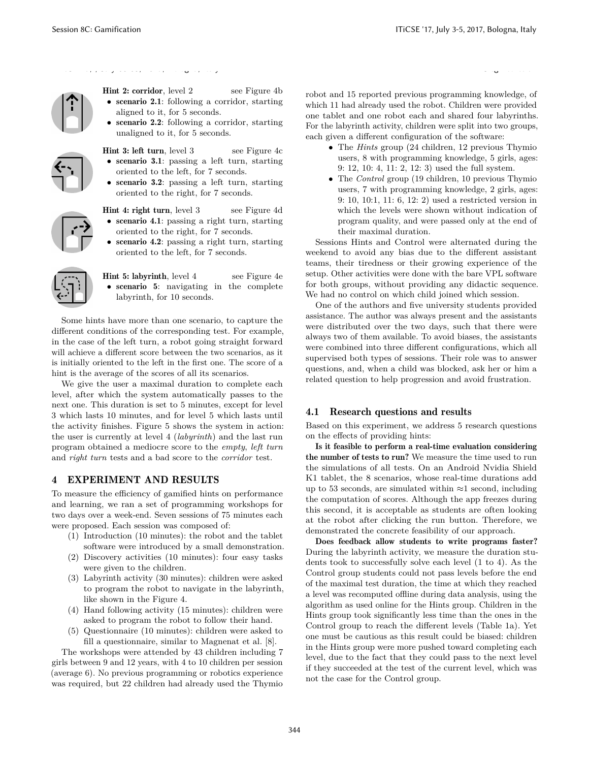**Hint 2: corridor**, level 2 see Figure 4b

- **scenario 2.1**: following a corridor, starting aligned to it, for 5 seconds.
- **scenario 2.2**: following a corridor, starting unaligned to it, for 5 seconds.

**Hint 3: left turn**, level 3 see Figure 4c

- **scenario 3.1**: passing a left turn, starting oriented to the left, for 7 seconds.
- **scenario 3.2**: passing a left turn, starting oriented to the right, for 7 seconds.

**Hint 4: right turn**, level 3 see Figure 4d

- **scenario 4.1**: passing a right turn, starting oriented to the right, for 7 seconds.
- **scenario 4.2**: passing a right turn, starting oriented to the left, for 7 seconds.

**Hint 5: labyrinth**, level 4 see Figure 4e

- **scenario 5**: navigating in the complete labyrinth, for 10 seconds.

Some hints have more than one scenario, to capture the different conditions of the corresponding test. For example, in the case of the left turn, a robot going straight forward will achieve a different score between the two scenarios, as it is initially oriented to the left in the first one. The score of a hint is the average of the scores of all its scenarios.

We give the user a maximal duration to complete each level, after which the system automatically passes to the next one. This duration is set to 5 minutes, except for level 3 which lasts 10 minutes, and for level 5 which lasts until the activity finishes. Figure 5 shows the system in action: the user is currently at level 4 (*labyrinth*) and the last run program obtained a mediocre score to the *empty*, *left turn* and *right turn* tests and a bad score to the *corridor* test.

## 4 EXPERIMENT AND RESULTS

To measure the efficiency of gamified hints on performance and learning, we ran a set of programming workshops for two days over a week-end. Seven sessions of 75 minutes each were proposed. Each session was composed of:

(1) Introduction (10 minutes): the robot and the tablet software were introduced by a small demonstration.
(2) Discovery activities (10 minutes): four easy tasks were given to the children.
(3) Labyrinth activity (30 minutes): children were asked to program the robot to navigate in the labyrinth, like shown in the Figure 4.
(4) Hand following activity (15 minutes): children were asked to program the robot to follow their hand.
(5) Questionnaire (10 minutes): children were asked to fill a questionnaire, similar to Magnenat et al. [8].

The workshops were attended by 43 children including 7 girls between 9 and 12 years, with 4 to 10 children per session (average 6). No previous programming or robotics experience was required, but 22 children had already used the Thymio robot and 15 reported previous programming knowledge, of which 11 had already used the robot. Children were provided one tablet and one robot each and shared four labyrinths. For the labyrinth activity, children were split into two groups, each given a different configuration of the software:

- The *Hints* group (24 children, 12 previous Thymio users, 8 with programming knowledge, 5 girls, ages: 9: 12, 10: 4, 11: 2, 12: 3) used the full system.
- The *Control* group (19 children, 10 previous Thymio users, 7 with programming knowledge, 2 girls, ages: 9: 10, 10:1, 11: 6, 12: 2) used a restricted version in which the levels were shown without indication of program quality, and were passed only at the end of their maximal duration.

Sessions Hints and Control were alternated during the weekend to avoid any bias due to the different assistant teams, their tiredness or their growing experience of the setup. Other activities were done with the bare VPL software for both groups, without providing any didactic sequence. We had no control on which child joined which session.

One of the authors and five university students provided assistance. The author was always present and the assistants were distributed over the two days, such that there were always two of them available. To avoid biases, the assistants were combined into three different configurations, which all supervised both types of sessions. Their role was to answer questions, and, when a child was blocked, ask her or him a related question to help progression and avoid frustration.

### 4.1 Research questions and results

Based on this experiment, we address 5 research questions on the effects of providing hints:

**Is it feasible to perform a real-time evaluation considering the number of tests to run?** We measure the time used to run the simulations of all tests. On an Android Nvidia Shield K1 tablet, the 8 scenarios, whose real-time durations add up to 53 seconds, are simulated within ≈1 second, including the computation of scores. Although the app freezes during this second, it is acceptable as students are often looking at the robot after clicking the run button. Therefore, we demonstrated the concrete feasibility of our approach.

**Does feedback allow students to write programs faster?** During the labyrinth activity, we measure the duration students took to successfully solve each level (1 to 4). As the Control group students could not pass levels before the end of the maximal test duration, the time at which they reached a level was recomputed offline during data analysis, using the algorithm as used online for the Hints group. Children in the Hints group took significantly less time than the ones in the Control group to reach the different levels (Table 1a). Yet one must be cautious as this result could be biased: children in the Hints group were more pushed toward completing each level, due to the fact that they could pass to the next level if they succeeded at the test of the current level, which was not the case for the Control group.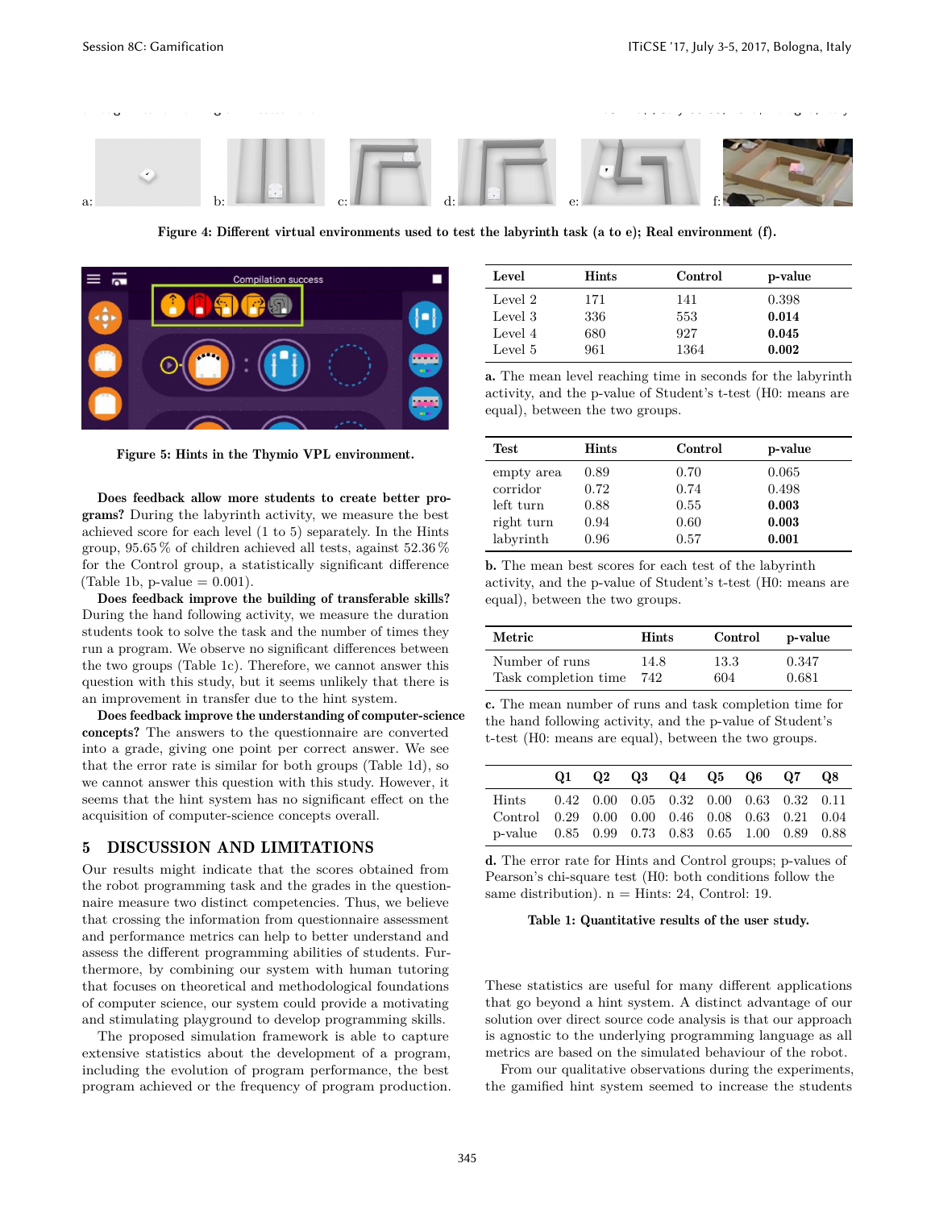a: b: c: d: e: f:

**Figure 4: Different virtual environments used to test the labyrinth task (a to e); Real environment (f).**

**Figure 5: Hints in the Thymio VPL environment.**

**Does feedback allow more students to create better programs?** During the labyrinth activity, we measure the best achieved score for each level (1 to 5) separately. In the Hints group, 95.65 % of children achieved all tests, against 52.36 % for the Control group, a statistically significant difference (Table 1b, p-value = 0.001).

**Does feedback improve the building of transferable skills?** During the hand following activity, we measure the duration students took to solve the task and the number of times they run a program. We observe no significant differences between the two groups (Table 1c). Therefore, we cannot answer this question with this study, but it seems unlikely that there is an improvement in transfer due to the hint system.

**Does feedback improve the understanding of computer-science concepts?** The answers to the questionnaire are converted into a grade, giving one point per correct answer. We see that the error rate is similar for both groups (Table 1d), so we cannot answer this question with this study. However, it seems that the hint system has no significant effect on the acquisition of computer-science concepts overall.

## 5 DISCUSSION AND LIMITATIONS

Our results might indicate that the scores obtained from the robot programming task and the grades in the questionnaire measure two distinct competencies. Thus, we believe that crossing the information from questionnaire assessment and performance metrics can help to better understand and assess the different programming abilities of students. Furthermore, by combining our system with human tutoring that focuses on theoretical and methodological foundations of computer science, our system could provide a motivating and stimulating playground to develop programming skills.

The proposed simulation framework is able to capture extensive statistics about the development of a program, including the evolution of program performance, the best program achieved or the frequency of program production.

| Level | Hints | Control | p-value |
|---|---|---|---|
| Level 2 | 171 | 141 | 0.398 |
| Level 3 | 336 | 553 | **0.014** |
| Level 4 | 680 | 927 | **0.045** |
| Level 5 | 961 | 1364 | **0.002** |

**a.** The mean level reaching time in seconds for the labyrinth activity, and the p-value of Student's t-test (H0: means are equal), between the two groups.

| Test | Hints | Control | p-value |
|---|---|---|---|
| empty area | 0.89 | 0.70 | 0.065 |
| corridor | 0.72 | 0.74 | 0.498 |
| left turn | 0.88 | 0.55 | **0.003** |
| right turn | 0.94 | 0.60 | **0.003** |
| labyrinth | 0.96 | 0.57 | **0.001** |

**b.** The mean best scores for each test of the labyrinth activity, and the p-value of Student's t-test (H0: means are equal), between the two groups.

| Metric | Hints | Control | p-value |
|---|---|---|---|
| Number of runs | 14.8 | 13.3 | 0.347 |
| Task completion time | 742 | 604 | 0.681 |

**c.** The mean number of runs and task completion time for the hand following activity, and the p-value of Student's t-test (H0: means are equal), between the two groups.

| | Q1 | Q2 | Q3 | Q4 | Q5 | Q6 | Q7 | Q8 |
|---|---|---|---|---|---|---|---|---|
| Hints | 0.42 | 0.00 | 0.05 | 0.32 | 0.00 | 0.63 | 0.32 | 0.11 |
| Control | 0.29 | 0.00 | 0.00 | 0.46 | 0.08 | 0.63 | 0.21 | 0.04 |
| p-value | 0.85 | 0.99 | 0.73 | 0.83 | 0.65 | 1.00 | 0.89 | 0.88 |

**d.** The error rate for Hints and Control groups; p-values of Pearson's chi-square test (H0: both conditions follow the same distribution). n = Hints: 24, Control: 19.

**Table 1: Quantitative results of the user study.**

These statistics are useful for many different applications that go beyond a hint system. A distinct advantage of our solution over direct source code analysis is that our approach is agnostic to the underlying programming language as all metrics are based on the simulated behaviour of the robot.

From our qualitative observations during the experiments, the gamified hint system seemed to increase the students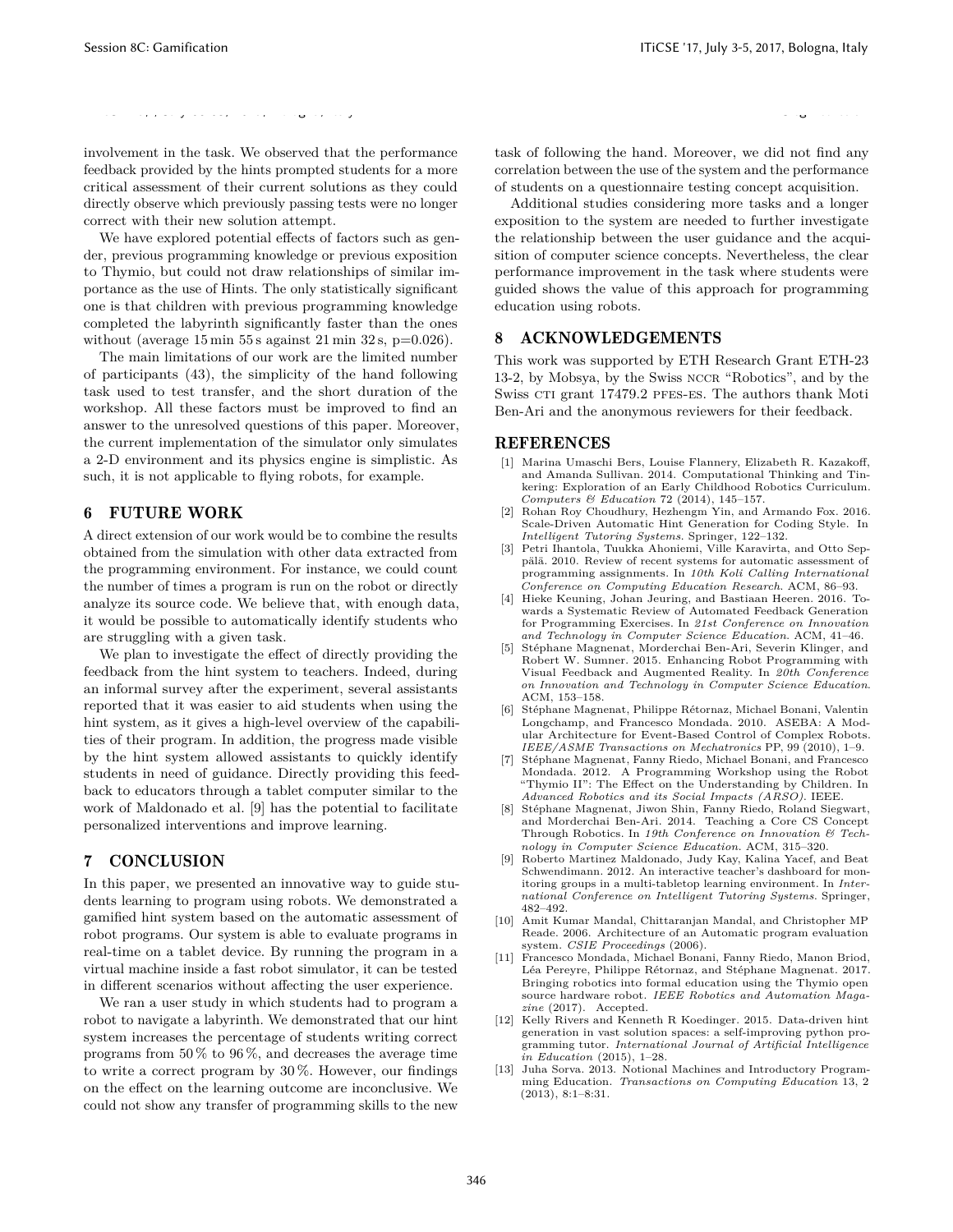involvement in the task. We observed that the performance feedback provided by the hints prompted students for a more critical assessment of their current solutions as they could directly observe which previously passing tests were no longer correct with their new solution attempt.

We have explored potential effects of factors such as gender, previous programming knowledge or previous exposition to Thymio, but could not draw relationships of similar importance as the use of Hints. The only statistically significant one is that children with previous programming knowledge completed the labyrinth significantly faster than the ones without (average 15 min 55 s against 21 min 32 s, p=0.026).

The main limitations of our work are the limited number of participants (43), the simplicity of the hand following task used to test transfer, and the short duration of the workshop. All these factors must be improved to find an answer to the unresolved questions of this paper. Moreover, the current implementation of the simulator only simulates a 2-D environment and its physics engine is simplistic. As such, it is not applicable to flying robots, for example.

## 6 FUTURE WORK

A direct extension of our work would be to combine the results obtained from the simulation with other data extracted from the programming environment. For instance, we could count the number of times a program is run on the robot or directly analyze its source code. We believe that, with enough data, it would be possible to automatically identify students who are struggling with a given task.

We plan to investigate the effect of directly providing the feedback from the hint system to teachers. Indeed, during an informal survey after the experiment, several assistants reported that it was easier to aid students when using the hint system, as it gives a high-level overview of the capabilities of their program. In addition, the progress made visible by the hint system allowed assistants to quickly identify students in need of guidance. Directly providing this feedback to educators through a tablet computer similar to the work of Maldonado et al. [9] has the potential to facilitate personalized interventions and improve learning.

## 7 CONCLUSION

In this paper, we presented an innovative way to guide students learning to program using robots. We demonstrated a gamified hint system based on the automatic assessment of robot programs. Our system is able to evaluate programs in real-time on a tablet device. By running the program in a virtual machine inside a fast robot simulator, it can be tested in different scenarios without affecting the user experience.

We ran a user study in which students had to program a robot to navigate a labyrinth. We demonstrated that our hint system increases the percentage of students writing correct programs from 50 % to 96 %, and decreases the average time to write a correct program by 30 %. However, our findings on the effect on the learning outcome are inconclusive. We could not show any transfer of programming skills to the new task of following the hand. Moreover, we did not find any correlation between the use of the system and the performance of students on a questionnaire testing concept acquisition.

Additional studies considering more tasks and a longer exposition to the system are needed to further investigate the relationship between the user guidance and the acquisition of computer science concepts. Nevertheless, the clear performance improvement in the task where students were guided shows the value of this approach for programming education using robots.

## 8 ACKNOWLEDGEMENTS

This work was supported by ETH Research Grant ETH-23 13-2, by Mobsya, by the Swiss NCCR "Robotics", and by the Swiss CTI grant 17479.2 PFES-ES. The authors thank Moti Ben-Ari and the anonymous reviewers for their feedback.

## REFERENCES

[1] Marina Umaschi Bers, Louise Flannery, Elizabeth R. Kazakoff, and Amanda Sullivan. 2014. Computational Thinking and Tinkering: Exploration of an Early Childhood Robotics Curriculum. *Computers & Education* 72 (2014), 145–157.

[2] Rohan Roy Choudhury, Hezhengm Yin, and Armando Fox. 2016. Scale-Driven Automatic Hint Generation for Coding Style. In *Intelligent Tutoring Systems*. Springer, 122–132.

[3] Petri Ihantola, Tuukka Ahoniemi, Ville Karavirta, and Otto Seppälä. 2010. Review of recent systems for automatic assessment of programming assignments. In *10th Koli Calling International Conference on Computing Education Research*. ACM, 86–93.

[4] Hieke Keuning, Johan Jeuring, and Bastiaan Heeren. 2016. Towards a Systematic Review of Automated Feedback Generation for Programming Exercises. In *21st Conference on Innovation and Technology in Computer Science Education*. ACM, 41–46.

[5] Stéphane Magnenat, Morderchai Ben-Ari, Severin Klinger, and Robert W. Sumner. 2015. Enhancing Robot Programming with Visual Feedback and Augmented Reality. In *20th Conference on Innovation and Technology in Computer Science Education*. ACM, 153–158.

[6] Stéphane Magnenat, Philippe Rétornaz, Michael Bonani, Valentin Longchamp, and Francesco Mondada. 2010. ASEBA: A Modular Architecture for Event-Based Control of Complex Robots. *IEEE/ASME Transactions on Mechatronics* PP, 99 (2010), 1–9.

[7] Stéphane Magnenat, Fanny Riedo, Michael Bonani, and Francesco Mondada. 2012. A Programming Workshop using the Robot "Thymio II": The Effect on the Understanding by Children. In *Advanced Robotics and its Social Impacts (ARSO)*. IEEE.

[8] Stéphane Magnenat, Jiwon Shin, Fanny Riedo, Roland Siegwart, and Morderchai Ben-Ari. 2014. Teaching a Core CS Concept Through Robotics. In *19th Conference on Innovation & Technology in Computer Science Education*. ACM, 315–320.

[9] Roberto Martinez Maldonado, Judy Kay, Kalina Yacef, and Beat Schwendimann. 2012. An interactive teacher's dashboard for monitoring groups in a multi-tabletop learning environment. In *International Conference on Intelligent Tutoring Systems*. Springer, 482–492.

[10] Amit Kumar Mandal, Chittaranjan Mandal, and Christopher MP Reade. 2006. Architecture of an Automatic program evaluation system. *CSIE Proceedings* (2006).

[11] Francesco Mondada, Michael Bonani, Fanny Riedo, Manon Briod, Léa Pereyre, Philippe Rétornaz, and Stéphane Magnenat. 2017. Bringing robotics into formal education using the Thymio open source hardware robot. *IEEE Robotics and Automation Magazine* (2017). Accepted.

[12] Kelly Rivers and Kenneth R Koedinger. 2015. Data-driven hint generation in vast solution spaces: a self-improving python programming tutor. *International Journal of Artificial Intelligence in Education* (2015), 1–28.

[13] Juha Sorva. 2013. Notional Machines and Introductory Programming Education. *Transactions on Computing Education* 13, 2 (2013), 8:1–8:31.